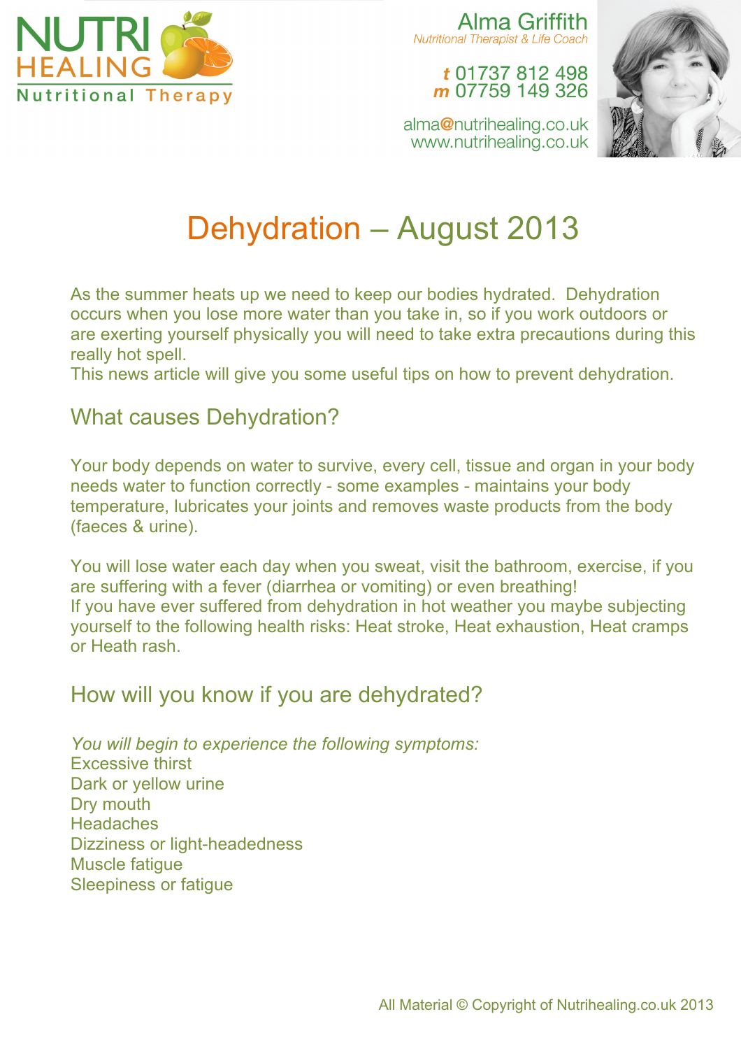NUTRI HEALING
Nutritional Therapy

Alma Griffith
*Nutritional Therapist & Life Coach*

**t** 01737 812 498
**m** 07759 149 326

alma@nutrihealing.co.uk
www.nutrihealing.co.uk

# Dehydration – August 2013

As the summer heats up we need to keep our bodies hydrated. Dehydration occurs when you lose more water than you take in, so if you work outdoors or are exerting yourself physically you will need to take extra precautions during this really hot spell.
This news article will give you some useful tips on how to prevent dehydration.

## What causes Dehydration?

Your body depends on water to survive, every cell, tissue and organ in your body needs water to function correctly - some examples - maintains your body temperature, lubricates your joints and removes waste products from the body (faeces & urine).

You will lose water each day when you sweat, visit the bathroom, exercise, if you are suffering with a fever (diarrhea or vomiting) or even breathing!
If you have ever suffered from dehydration in hot weather you maybe subjecting yourself to the following health risks: Heat stroke, Heat exhaustion, Heat cramps or Heath rash.

## How will you know if you are dehydrated?

*You will begin to experience the following symptoms:*
Excessive thirst
Dark or yellow urine
Dry mouth
Headaches
Dizziness or light-headedness
Muscle fatigue
Sleepiness or fatigue

All Material © Copyright of Nutrihealing.co.uk 2013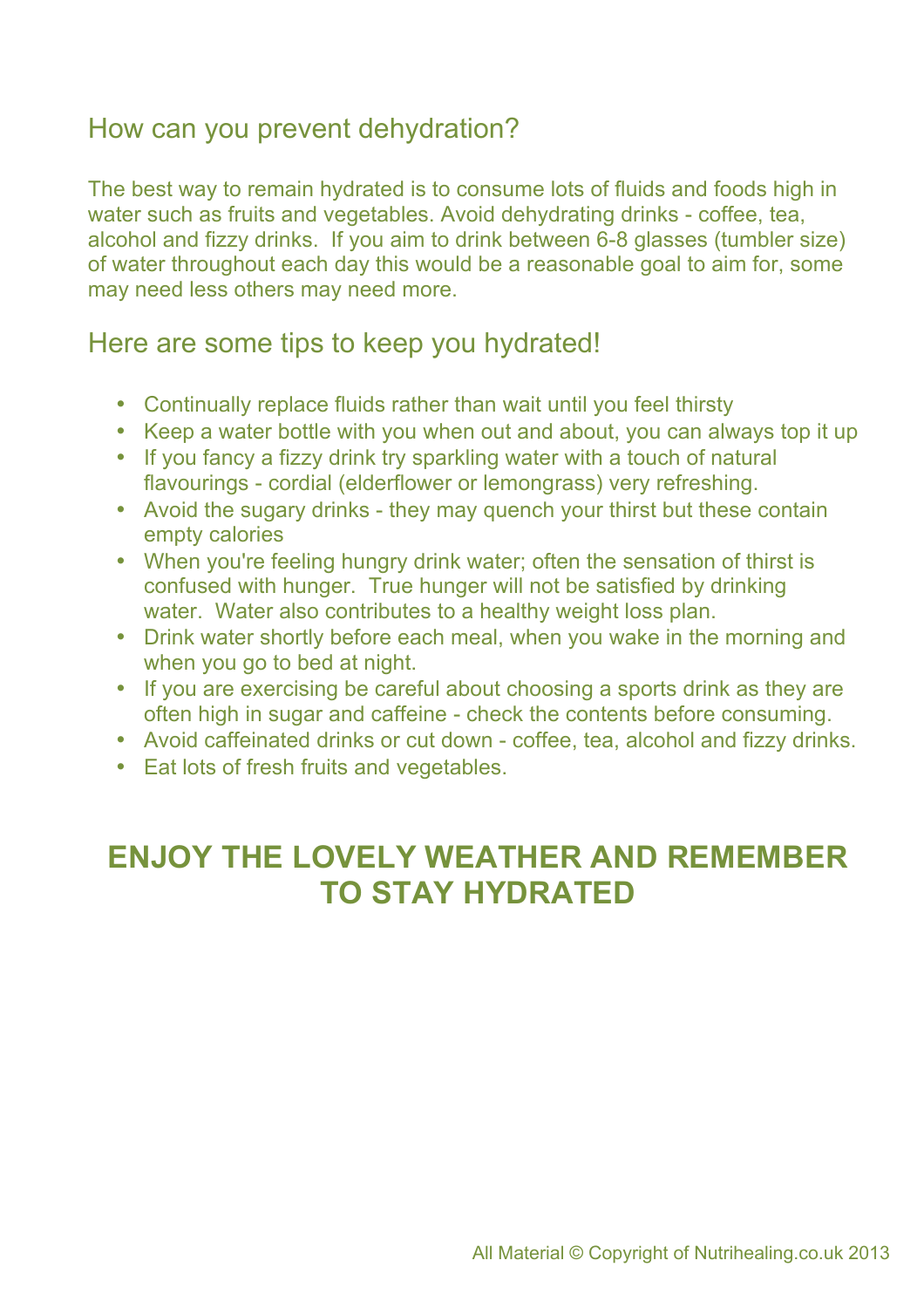## How can you prevent dehydration?

The best way to remain hydrated is to consume lots of fluids and foods high in water such as fruits and vegetables. Avoid dehydrating drinks - coffee, tea, alcohol and fizzy drinks. If you aim to drink between 6-8 glasses (tumbler size) of water throughout each day this would be a reasonable goal to aim for, some may need less others may need more.

## Here are some tips to keep you hydrated!

- Continually replace fluids rather than wait until you feel thirsty
- Keep a water bottle with you when out and about, you can always top it up
- If you fancy a fizzy drink try sparkling water with a touch of natural flavourings - cordial (elderflower or lemongrass) very refreshing.
- Avoid the sugary drinks - they may quench your thirst but these contain empty calories
- When you're feeling hungry drink water; often the sensation of thirst is confused with hunger. True hunger will not be satisfied by drinking water. Water also contributes to a healthy weight loss plan.
- Drink water shortly before each meal, when you wake in the morning and when you go to bed at night.
- If you are exercising be careful about choosing a sports drink as they are often high in sugar and caffeine - check the contents before consuming.
- Avoid caffeinated drinks or cut down - coffee, tea, alcohol and fizzy drinks.
- Eat lots of fresh fruits and vegetables.

**ENJOY THE LOVELY WEATHER AND REMEMBER TO STAY HYDRATED**

All Material © Copyright of Nutrihealing.co.uk 2013